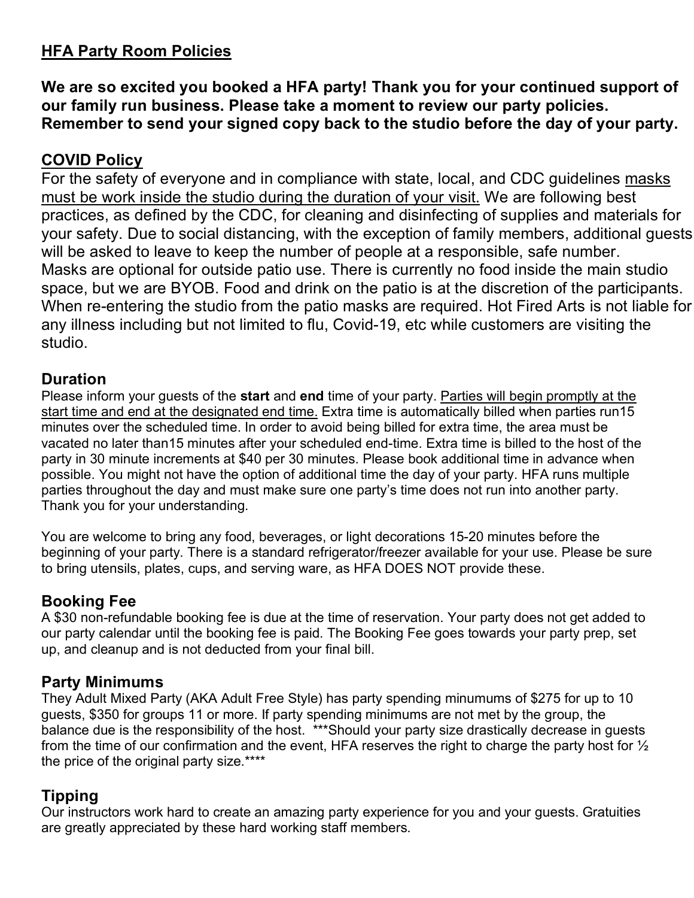## HFA Party Room Policies

**We are so excited you booked a HFA party! Thank you for your continued support of our family run business. Please take a moment to review our party policies. Remember to send your signed copy back to the studio before the day of your party.**

## COVID Policy

For the safety of everyone and in compliance with state, local, and CDC guidelines masks must be work inside the studio during the duration of your visit. We are following best practices, as defined by the CDC, for cleaning and disinfecting of supplies and materials for your safety. Due to social distancing, with the exception of family members, additional guests will be asked to leave to keep the number of people at a responsible, safe number. Masks are optional for outside patio use. There is currently no food inside the main studio space, but we are BYOB. Food and drink on the patio is at the discretion of the participants. When re-entering the studio from the patio masks are required. Hot Fired Arts is not liable for any illness including but not limited to flu, Covid-19, etc while customers are visiting the studio.

## Duration

Please inform your guests of the **start** and **end** time of your party. Parties will begin promptly at the start time and end at the designated end time. Extra time is automatically billed when parties run15 minutes over the scheduled time. In order to avoid being billed for extra time, the area must be vacated no later than15 minutes after your scheduled end-time. Extra time is billed to the host of the party in 30 minute increments at $40 per 30 minutes. Please book additional time in advance when possible. You might not have the option of additional time the day of your party. HFA runs multiple parties throughout the day and must make sure one party's time does not run into another party. Thank you for your understanding.

You are welcome to bring any food, beverages, or light decorations 15-20 minutes before the beginning of your party. There is a standard refrigerator/freezer available for your use. Please be sure to bring utensils, plates, cups, and serving ware, as HFA DOES NOT provide these.

## Booking Fee

A $30 non-refundable booking fee is due at the time of reservation. Your party does not get added to our party calendar until the booking fee is paid. The Booking Fee goes towards your party prep, set up, and cleanup and is not deducted from your final bill.

## Party Minimums

They Adult Mixed Party (AKA Adult Free Style) has party spending minumums of $275 for up to 10 guests, $350 for groups 11 or more. If party spending minimums are not met by the group, the balance due is the responsibility of the host. ***Should your party size drastically decrease in guests from the time of our confirmation and the event, HFA reserves the right to charge the party host for ½ the price of the original party size.****

## Tipping

Our instructors work hard to create an amazing party experience for you and your guests. Gratuities are greatly appreciated by these hard working staff members.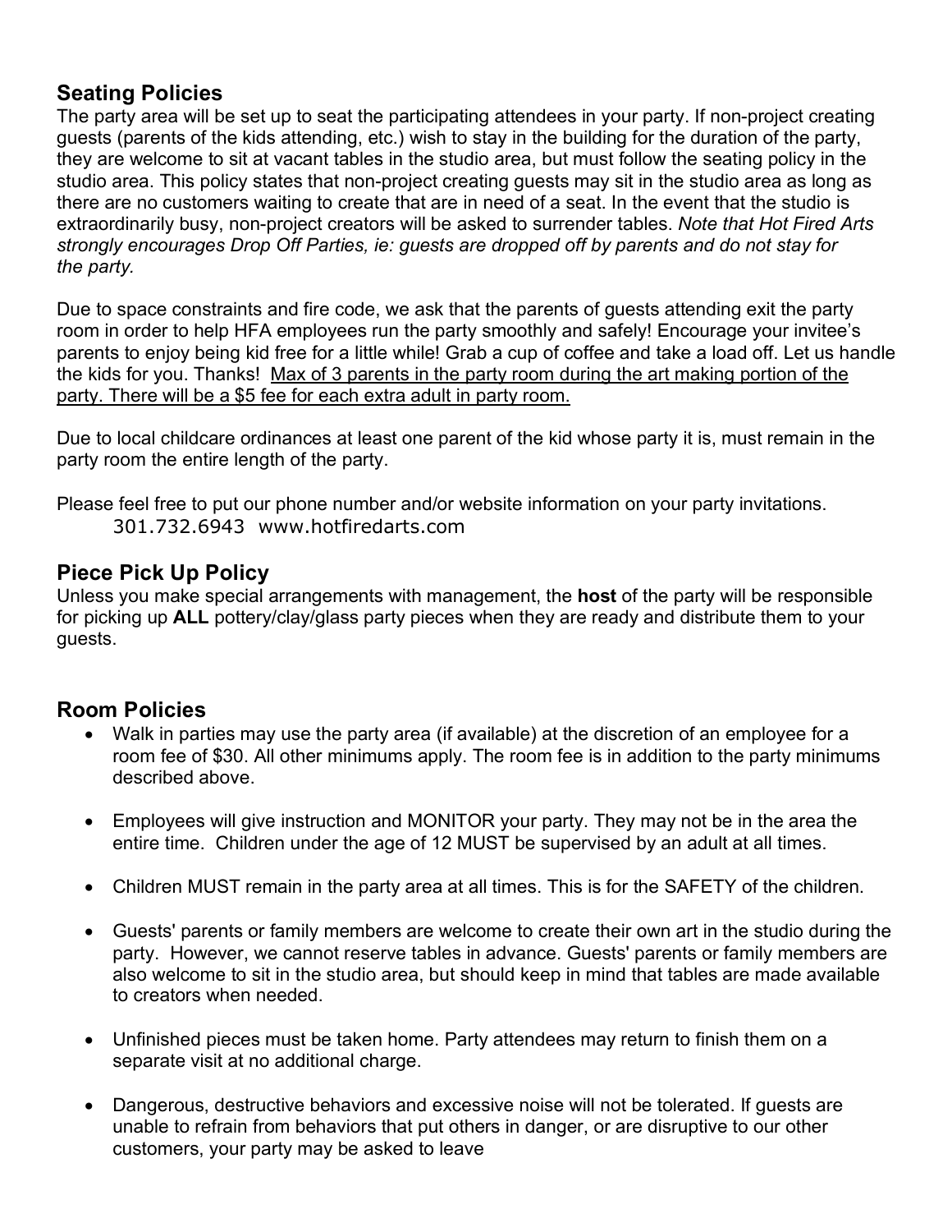## Seating Policies

The party area will be set up to seat the participating attendees in your party. If non-project creating guests (parents of the kids attending, etc.) wish to stay in the building for the duration of the party, they are welcome to sit at vacant tables in the studio area, but must follow the seating policy in the studio area. This policy states that non-project creating guests may sit in the studio area as long as there are no customers waiting to create that are in need of a seat. In the event that the studio is extraordinarily busy, non-project creators will be asked to surrender tables. *Note that Hot Fired Arts strongly encourages Drop Off Parties, ie: guests are dropped off by parents and do not stay for the party.*

Due to space constraints and fire code, we ask that the parents of guests attending exit the party room in order to help HFA employees run the party smoothly and safely! Encourage your invitee's parents to enjoy being kid free for a little while! Grab a cup of coffee and take a load off. Let us handle the kids for you. Thanks! <u>Max of 3 parents in the party room during the art making portion of the party. There will be a $5 fee for each extra adult in party room.</u>

Due to local childcare ordinances at least one parent of the kid whose party it is, must remain in the party room the entire length of the party.

Please feel free to put our phone number and/or website information on your party invitations.

301.732.6943 www.hotfiredarts.com

## Piece Pick Up Policy

Unless you make special arrangements with management, the **host** of the party will be responsible for picking up **ALL** pottery/clay/glass party pieces when they are ready and distribute them to your guests.

## Room Policies

- Walk in parties may use the party area (if available) at the discretion of an employee for a room fee of $30. All other minimums apply. The room fee is in addition to the party minimums described above.
- Employees will give instruction and MONITOR your party. They may not be in the area the entire time. Children under the age of 12 MUST be supervised by an adult at all times.
- Children MUST remain in the party area at all times. This is for the SAFETY of the children.
- Guests' parents or family members are welcome to create their own art in the studio during the party. However, we cannot reserve tables in advance. Guests' parents or family members are also welcome to sit in the studio area, but should keep in mind that tables are made available to creators when needed.
- Unfinished pieces must be taken home. Party attendees may return to finish them on a separate visit at no additional charge.
- Dangerous, destructive behaviors and excessive noise will not be tolerated. If guests are unable to refrain from behaviors that put others in danger, or are disruptive to our other customers, your party may be asked to leave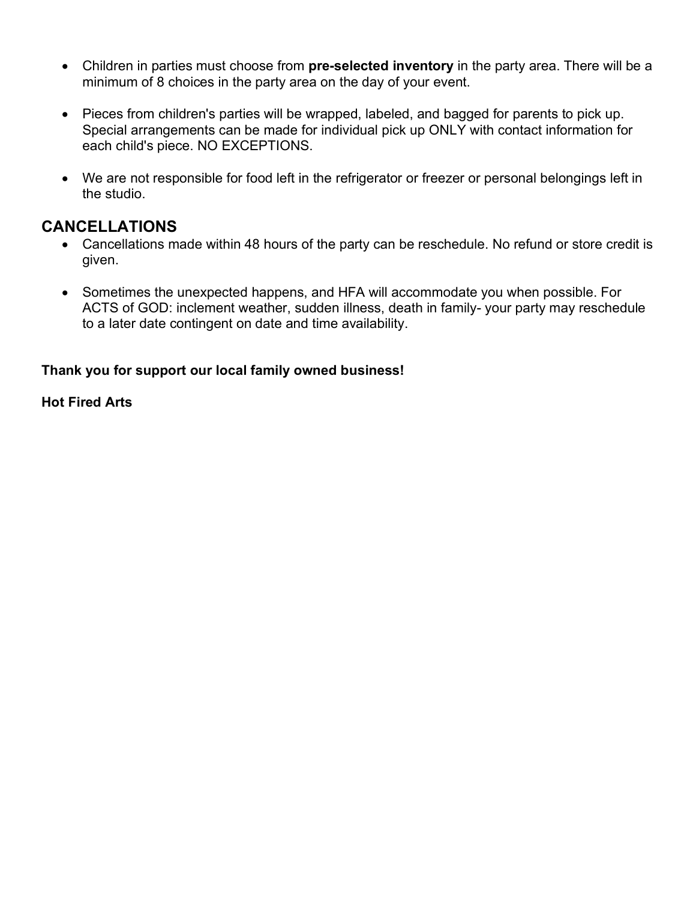- Children in parties must choose from **pre-selected inventory** in the party area. There will be a minimum of 8 choices in the party area on the day of your event.

- Pieces from children's parties will be wrapped, labeled, and bagged for parents to pick up. Special arrangements can be made for individual pick up ONLY with contact information for each child's piece. NO EXCEPTIONS.

- We are not responsible for food left in the refrigerator or freezer or personal belongings left in the studio.

## CANCELLATIONS

- Cancellations made within 48 hours of the party can be reschedule. No refund or store credit is given.

- Sometimes the unexpected happens, and HFA will accommodate you when possible. For ACTS of GOD: inclement weather, sudden illness, death in family- your party may reschedule to a later date contingent on date and time availability.

**Thank you for support our local family owned business!**

**Hot Fired Arts**